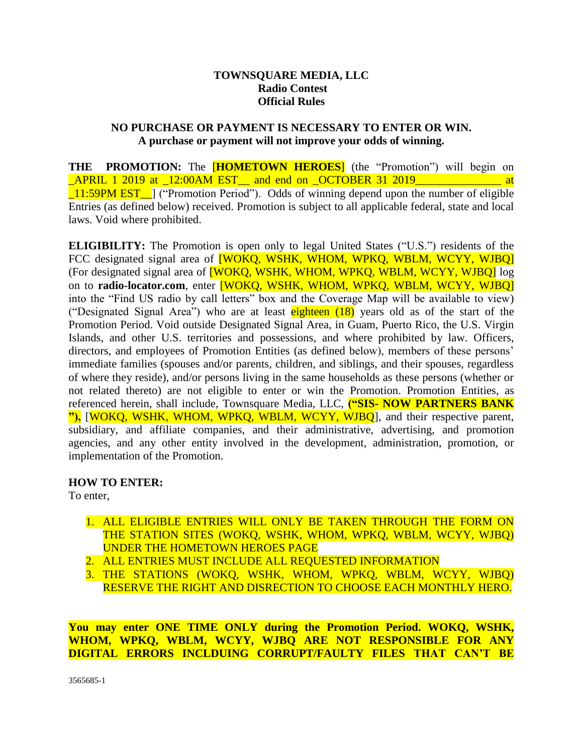**TOWNSQUARE MEDIA, LLC**
**Radio Contest**
**Official Rules**

**NO PURCHASE OR PAYMENT IS NECESSARY TO ENTER OR WIN.**
**A purchase or payment will not improve your odds of winning.**

**THE PROMOTION:** The [**HOMETOWN HEROES**] (the "Promotion") will begin on _APRIL 1 2019 at _12:00AM EST__ and end on _OCTOBER 31 2019______________ at _11:59PM EST__] ("Promotion Period"). Odds of winning depend upon the number of eligible Entries (as defined below) received. Promotion is subject to all applicable federal, state and local laws. Void where prohibited.

**ELIGIBILITY:** The Promotion is open only to legal United States ("U.S.") residents of the FCC designated signal area of [WOKQ, WSHK, WHOM, WPKQ, WBLM, WCYY, WJBQ] (For designated signal area of [WOKQ, WSHK, WHOM, WPKQ, WBLM, WCYY, WJBQ] log on to **radio-locator.com**, enter [WOKQ, WSHK, WHOM, WPKQ, WBLM, WCYY, WJBQ] into the "Find US radio by call letters" box and the Coverage Map will be available to view) ("Designated Signal Area") who are at least eighteen (18) years old as of the start of the Promotion Period. Void outside Designated Signal Area, in Guam, Puerto Rico, the U.S. Virgin Islands, and other U.S. territories and possessions, and where prohibited by law. Officers, directors, and employees of Promotion Entities (as defined below), members of these persons' immediate families (spouses and/or parents, children, and siblings, and their spouses, regardless of where they reside), and/or persons living in the same households as these persons (whether or not related thereto) are not eligible to enter or win the Promotion. Promotion Entities, as referenced herein, shall include, Townsquare Media, LLC, **("SIS- NOW PARTNERS BANK "),** [WOKQ, WSHK, WHOM, WPKQ, WBLM, WCYY, WJBQ], and their respective parent, subsidiary, and affiliate companies, and their administrative, advertising, and promotion agencies, and any other entity involved in the development, administration, promotion, or implementation of the Promotion.

**HOW TO ENTER:**

To enter,

1. ALL ELIGIBLE ENTRIES WILL ONLY BE TAKEN THROUGH THE FORM ON THE STATION SITES (WOKQ, WSHK, WHOM, WPKQ, WBLM, WCYY, WJBQ) UNDER THE HOMETOWN HEROES PAGE
2. ALL ENTRIES MUST INCLUDE ALL REQUESTED INFORMATION
3. THE STATIONS (WOKQ, WSHK, WHOM, WPKQ, WBLM, WCYY, WJBQ) RESERVE THE RIGHT AND DISRECTION TO CHOOSE EACH MONTHLY HERO.

**You may enter ONE TIME ONLY during the Promotion Period. WOKQ, WSHK, WHOM, WPKQ, WBLM, WCYY, WJBQ ARE NOT RESPONSIBLE FOR ANY DIGITAL ERRORS INCLDUING CORRUPT/FAULTY FILES THAT CAN'T BE**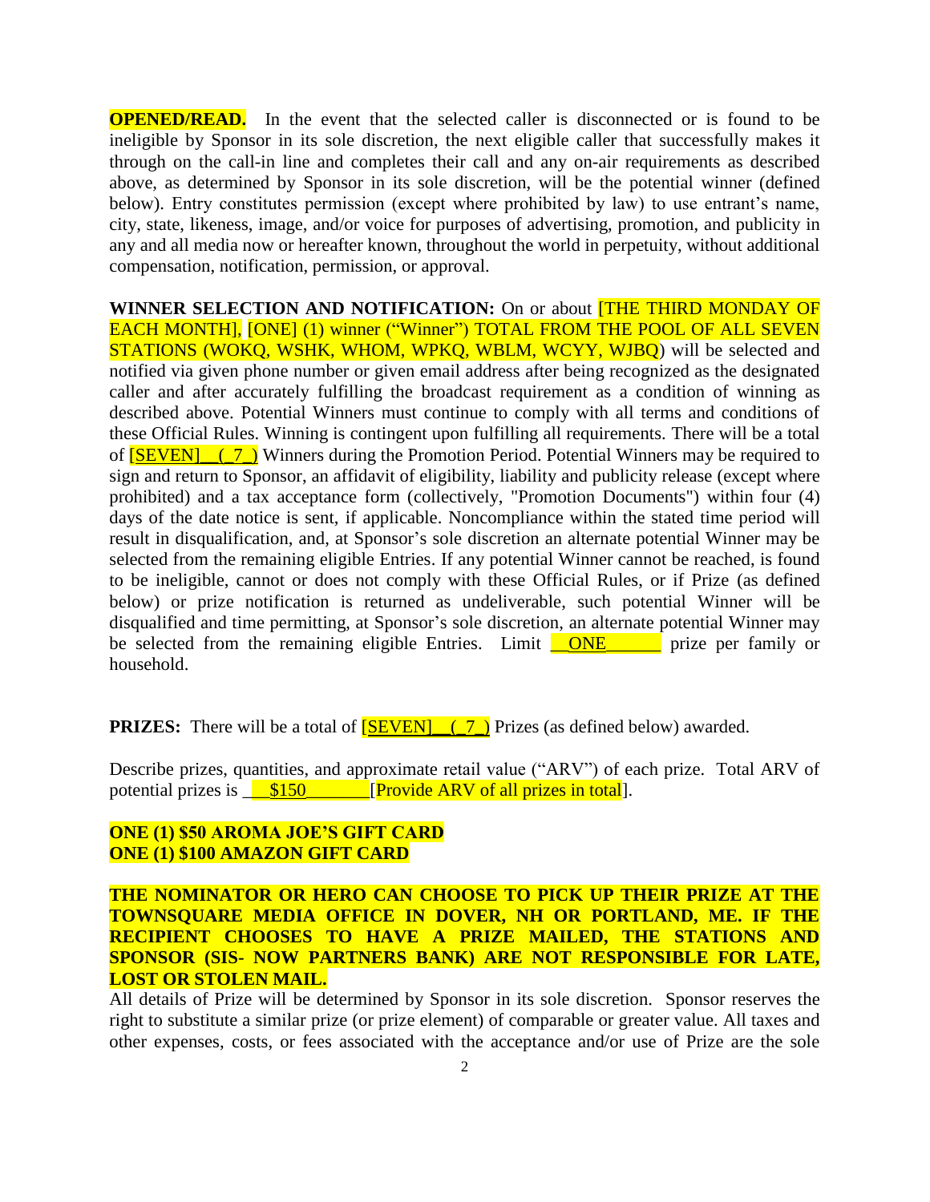**OPENED/READ.** In the event that the selected caller is disconnected or is found to be ineligible by Sponsor in its sole discretion, the next eligible caller that successfully makes it through on the call-in line and completes their call and any on-air requirements as described above, as determined by Sponsor in its sole discretion, will be the potential winner (defined below). Entry constitutes permission (except where prohibited by law) to use entrant's name, city, state, likeness, image, and/or voice for purposes of advertising, promotion, and publicity in any and all media now or hereafter known, throughout the world in perpetuity, without additional compensation, notification, permission, or approval.

**WINNER SELECTION AND NOTIFICATION:** On or about [THE THIRD MONDAY OF EACH MONTH], [ONE] (1) winner ("Winner") TOTAL FROM THE POOL OF ALL SEVEN STATIONS (WOKQ, WSHK, WHOM, WPKQ, WBLM, WCYY, WJBQ) will be selected and notified via given phone number or given email address after being recognized as the designated caller and after accurately fulfilling the broadcast requirement as a condition of winning as described above. Potential Winners must continue to comply with all terms and conditions of these Official Rules. Winning is contingent upon fulfilling all requirements. There will be a total of [SEVEN]\_\_(\_7\_) Winners during the Promotion Period. Potential Winners may be required to sign and return to Sponsor, an affidavit of eligibility, liability and publicity release (except where prohibited) and a tax acceptance form (collectively, "Promotion Documents") within four (4) days of the date notice is sent, if applicable. Noncompliance within the stated time period will result in disqualification, and, at Sponsor's sole discretion an alternate potential Winner may be selected from the remaining eligible Entries. If any potential Winner cannot be reached, is found to be ineligible, cannot or does not comply with these Official Rules, or if Prize (as defined below) or prize notification is returned as undeliverable, such potential Winner will be disqualified and time permitting, at Sponsor's sole discretion, an alternate potential Winner may be selected from the remaining eligible Entries. Limit \_\_ONE\_\_\_\_\_\_ prize per family or household.

**PRIZES:** There will be a total of [SEVEN]\_\_(\_7\_) Prizes (as defined below) awarded.

Describe prizes, quantities, and approximate retail value ("ARV") of each prize. Total ARV of potential prizes is \_\_\_$150\_\_\_\_\_\_\_[Provide ARV of all prizes in total].

**ONE (1) $50 AROMA JOE'S GIFT CARD**
**ONE (1) $100 AMAZON GIFT CARD**

**THE NOMINATOR OR HERO CAN CHOOSE TO PICK UP THEIR PRIZE AT THE TOWNSQUARE MEDIA OFFICE IN DOVER, NH OR PORTLAND, ME. IF THE RECIPIENT CHOOSES TO HAVE A PRIZE MAILED, THE STATIONS AND SPONSOR (SIS- NOW PARTNERS BANK) ARE NOT RESPONSIBLE FOR LATE, LOST OR STOLEN MAIL.**

All details of Prize will be determined by Sponsor in its sole discretion. Sponsor reserves the right to substitute a similar prize (or prize element) of comparable or greater value. All taxes and other expenses, costs, or fees associated with the acceptance and/or use of Prize are the sole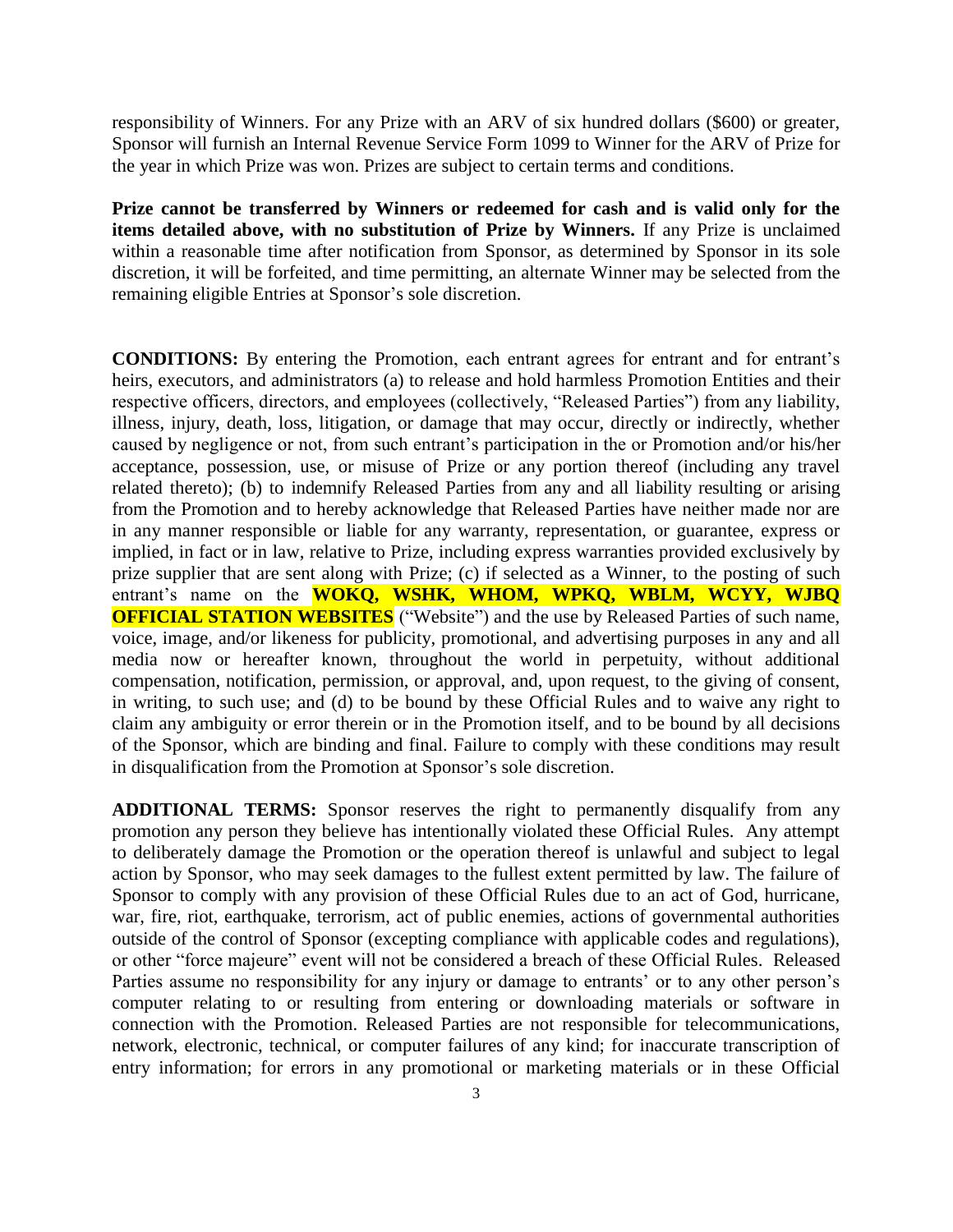responsibility of Winners. For any Prize with an ARV of six hundred dollars ($600) or greater, Sponsor will furnish an Internal Revenue Service Form 1099 to Winner for the ARV of Prize for the year in which Prize was won. Prizes are subject to certain terms and conditions.

**Prize cannot be transferred by Winners or redeemed for cash and is valid only for the items detailed above, with no substitution of Prize by Winners.** If any Prize is unclaimed within a reasonable time after notification from Sponsor, as determined by Sponsor in its sole discretion, it will be forfeited, and time permitting, an alternate Winner may be selected from the remaining eligible Entries at Sponsor's sole discretion.

**CONDITIONS:** By entering the Promotion, each entrant agrees for entrant and for entrant's heirs, executors, and administrators (a) to release and hold harmless Promotion Entities and their respective officers, directors, and employees (collectively, "Released Parties") from any liability, illness, injury, death, loss, litigation, or damage that may occur, directly or indirectly, whether caused by negligence or not, from such entrant's participation in the or Promotion and/or his/her acceptance, possession, use, or misuse of Prize or any portion thereof (including any travel related thereto); (b) to indemnify Released Parties from any and all liability resulting or arising from the Promotion and to hereby acknowledge that Released Parties have neither made nor are in any manner responsible or liable for any warranty, representation, or guarantee, express or implied, in fact or in law, relative to Prize, including express warranties provided exclusively by prize supplier that are sent along with Prize; (c) if selected as a Winner, to the posting of such entrant's name on the **WOKQ, WSHK, WHOM, WPKQ, WBLM, WCYY, WJBQ OFFICIAL STATION WEBSITES** ("Website") and the use by Released Parties of such name, voice, image, and/or likeness for publicity, promotional, and advertising purposes in any and all media now or hereafter known, throughout the world in perpetuity, without additional compensation, notification, permission, or approval, and, upon request, to the giving of consent, in writing, to such use; and (d) to be bound by these Official Rules and to waive any right to claim any ambiguity or error therein or in the Promotion itself, and to be bound by all decisions of the Sponsor, which are binding and final. Failure to comply with these conditions may result in disqualification from the Promotion at Sponsor's sole discretion.

**ADDITIONAL TERMS:** Sponsor reserves the right to permanently disqualify from any promotion any person they believe has intentionally violated these Official Rules. Any attempt to deliberately damage the Promotion or the operation thereof is unlawful and subject to legal action by Sponsor, who may seek damages to the fullest extent permitted by law. The failure of Sponsor to comply with any provision of these Official Rules due to an act of God, hurricane, war, fire, riot, earthquake, terrorism, act of public enemies, actions of governmental authorities outside of the control of Sponsor (excepting compliance with applicable codes and regulations), or other "force majeure" event will not be considered a breach of these Official Rules. Released Parties assume no responsibility for any injury or damage to entrants' or to any other person's computer relating to or resulting from entering or downloading materials or software in connection with the Promotion. Released Parties are not responsible for telecommunications, network, electronic, technical, or computer failures of any kind; for inaccurate transcription of entry information; for errors in any promotional or marketing materials or in these Official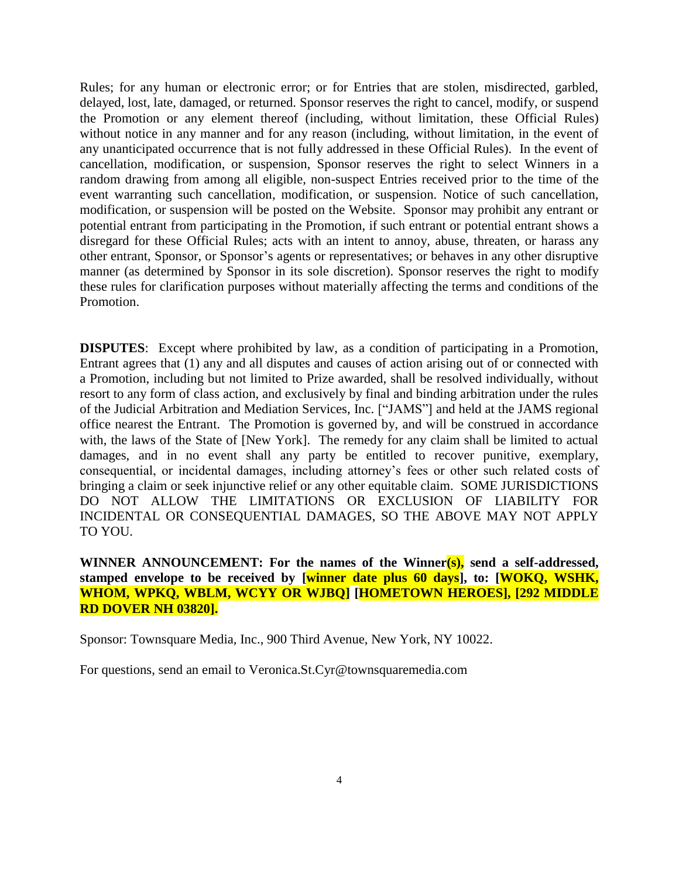Rules; for any human or electronic error; or for Entries that are stolen, misdirected, garbled, delayed, lost, late, damaged, or returned. Sponsor reserves the right to cancel, modify, or suspend the Promotion or any element thereof (including, without limitation, these Official Rules) without notice in any manner and for any reason (including, without limitation, in the event of any unanticipated occurrence that is not fully addressed in these Official Rules). In the event of cancellation, modification, or suspension, Sponsor reserves the right to select Winners in a random drawing from among all eligible, non-suspect Entries received prior to the time of the event warranting such cancellation, modification, or suspension. Notice of such cancellation, modification, or suspension will be posted on the Website. Sponsor may prohibit any entrant or potential entrant from participating in the Promotion, if such entrant or potential entrant shows a disregard for these Official Rules; acts with an intent to annoy, abuse, threaten, or harass any other entrant, Sponsor, or Sponsor's agents or representatives; or behaves in any other disruptive manner (as determined by Sponsor in its sole discretion). Sponsor reserves the right to modify these rules for clarification purposes without materially affecting the terms and conditions of the Promotion.

**DISPUTES**: Except where prohibited by law, as a condition of participating in a Promotion, Entrant agrees that (1) any and all disputes and causes of action arising out of or connected with a Promotion, including but not limited to Prize awarded, shall be resolved individually, without resort to any form of class action, and exclusively by final and binding arbitration under the rules of the Judicial Arbitration and Mediation Services, Inc. ["JAMS"] and held at the JAMS regional office nearest the Entrant. The Promotion is governed by, and will be construed in accordance with, the laws of the State of [New York]. The remedy for any claim shall be limited to actual damages, and in no event shall any party be entitled to recover punitive, exemplary, consequential, or incidental damages, including attorney's fees or other such related costs of bringing a claim or seek injunctive relief or any other equitable claim. SOME JURISDICTIONS DO NOT ALLOW THE LIMITATIONS OR EXCLUSION OF LIABILITY FOR INCIDENTAL OR CONSEQUENTIAL DAMAGES, SO THE ABOVE MAY NOT APPLY TO YOU.

**WINNER ANNOUNCEMENT: For the names of the Winner(s), send a self-addressed, stamped envelope to be received by [winner date plus 60 days], to: [WOKQ, WSHK, WHOM, WPKQ, WBLM, WCYY OR WJBQ] [HOMETOWN HEROES], [292 MIDDLE RD DOVER NH 03820].**

Sponsor: Townsquare Media, Inc., 900 Third Avenue, New York, NY 10022.

For questions, send an email to Veronica.St.Cyr@townsquaremedia.com